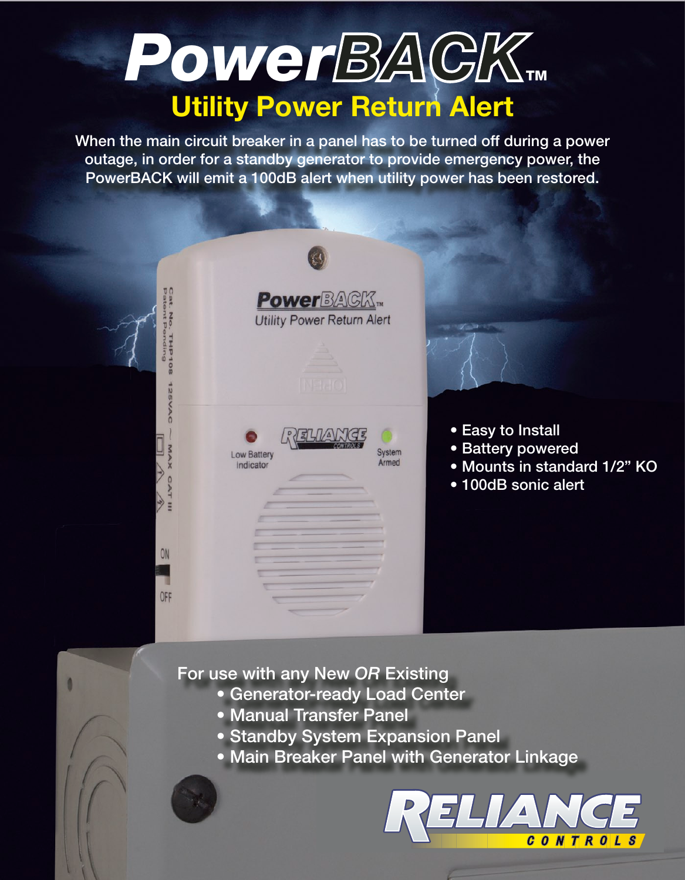# PowerBACK™

## Utility Power Return Alert

When the main circuit breaker in a panel has to be turned off during a power outage, in order for a standby generator to provide emergency power, the PowerBACK will emit a 100dB alert when utility power has been restored.

- Easy to Install
- Battery powered
- Mounts in standard 1/2" KO
- 100dB sonic alert

For use with any New *OR* Existing

- Generator-ready Load Center
- Manual Transfer Panel
- Standby System Expansion Panel
- Main Breaker Panel with Generator Linkage

RELIANCE CONTROLS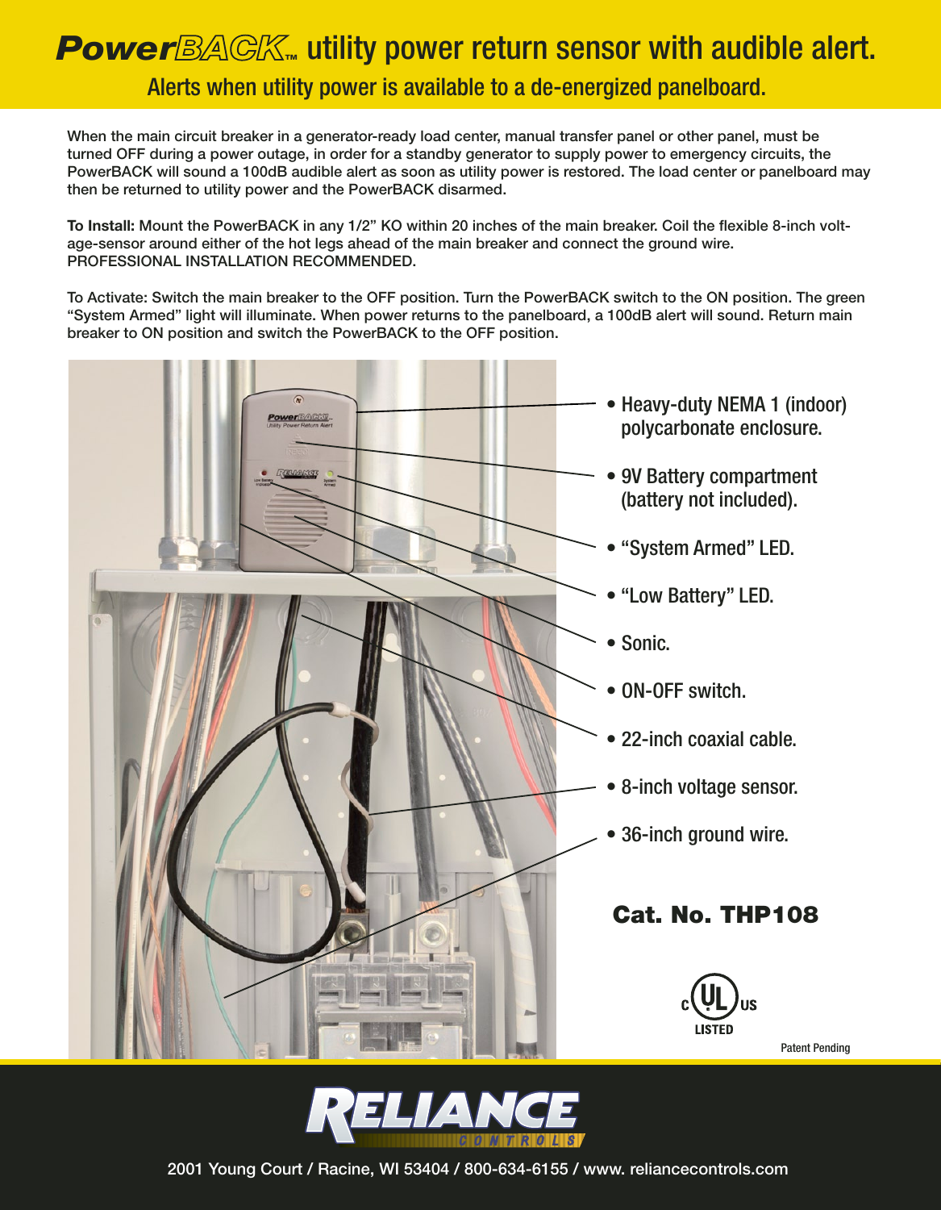# PowerBACK™ utility power return sensor with audible alert.

## Alerts when utility power is available to a de-energized panelboard.

When the main circuit breaker in a generator-ready load center, manual transfer panel or other panel, must be turned OFF during a power outage, in order for a standby generator to supply power to emergency circuits, the PowerBACK will sound a 100dB audible alert as soon as utility power is restored. The load center or panelboard may then be returned to utility power and the PowerBACK disarmed.

**To Install:** Mount the PowerBACK in any 1/2" KO within 20 inches of the main breaker. Coil the flexible 8-inch voltage-sensor around either of the hot legs ahead of the main breaker and connect the ground wire. PROFESSIONAL INSTALLATION RECOMMENDED.

To Activate: Switch the main breaker to the OFF position. Turn the PowerBACK switch to the ON position. The green "System Armed" light will illuminate. When power returns to the panelboard, a 100dB alert will sound. Return main breaker to ON position and switch the PowerBACK to the OFF position.

- Heavy-duty NEMA 1 (indoor) polycarbonate enclosure.
- 9V Battery compartment (battery not included).
- "System Armed" LED.
- "Low Battery" LED.
- Sonic.
- ON-OFF switch.
- 22-inch coaxial cable.
- 8-inch voltage sensor.
- 36-inch ground wire.

**Cat. No. THP108**

c UL us LISTED

Patent Pending

RELIANCE CONTROLS

2001 Young Court / Racine, WI 53404 / 800-634-6155 / www. reliancecontrols.com